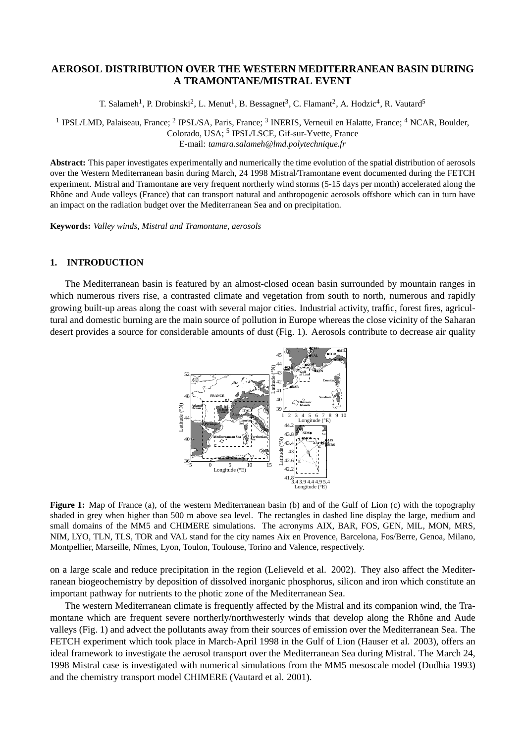# AEROSOL DISTRIBUTION OVER THE WESTERN MEDITERRANEAN BASIN DURING A TRAMONTANE/MISTRAL EVENT

T. Salameh[1], P. Drobinski[2], L. Menut[1], B. Bessagnet[3], C. Flamant[2], A. Hodzic[4], R. Vautard[5]

[1] IPSL/LMD, Palaiseau, France; [2] IPSL/SA, Paris, France; [3] INERIS, Verneuil en Halatte, France; [4] NCAR, Boulder, Colorado, USA; [5] IPSL/LSCE, Gif-sur-Yvette, France
E-mail: *tamara.salameh@lmd.polytechnique.fr*

**Abstract:** This paper investigates experimentally and numerically the time evolution of the spatial distribution of aerosols over the Western Mediterranean basin during March, 24 1998 Mistral/Tramontane event documented during the FETCH experiment. Mistral and Tramontane are very frequent northerly wind storms (5-15 days per month) accelerated along the Rhône and Aude valleys (France) that can transport natural and anthropogenic aerosols offshore which can in turn have an impact on the radiation budget over the Mediterranean Sea and on precipitation.

**Keywords:** *Valley winds, Mistral and Tramontane, aerosols*

## 1. INTRODUCTION

The Mediterranean basin is featured by an almost-closed ocean basin surrounded by mountain ranges in which numerous rivers rise, a contrasted climate and vegetation from south to north, numerous and rapidly growing built-up areas along the coast with several major cities. Industrial activity, traffic, forest fires, agricultural and domestic burning are the main source of pollution in Europe whereas the close vicinity of the Saharan desert provides a source for considerable amounts of dust (Fig. 1). Aerosols contribute to decrease air quality on a large scale and reduce precipitation in the region (Lelieveld et al. 2002). They also affect the Mediterranean biogeochemistry by deposition of dissolved inorganic phosphorus, silicon and iron which constitute an important pathway for nutrients to the photic zone of the Mediterranean Sea.

**Figure 1:** Map of France (a), of the western Mediterranean basin (b) and of the Gulf of Lion (c) with the topography shaded in grey when higher than 500 m above sea level. The rectangles in dashed line display the large, medium and small domains of the MM5 and CHIMERE simulations. The acronyms AIX, BAR, FOS, GEN, MIL, MON, MRS, NIM, LYO, TLN, TLS, TOR and VAL stand for the city names Aix en Provence, Barcelona, Fos/Berre, Genoa, Milano, Montpellier, Marseille, Nîmes, Lyon, Toulon, Toulouse, Torino and Valence, respectively.

The western Mediterranean climate is frequently affected by the Mistral and its companion wind, the Tramontane which are frequent severe northerly/northwesterly winds that develop along the Rhône and Aude valleys (Fig. 1) and advect the pollutants away from their sources of emission over the Mediterranean Sea. The FETCH experiment which took place in March-April 1998 in the Gulf of Lion (Hauser et al. 2003), offers an ideal framework to investigate the aerosol transport over the Mediterranean Sea during Mistral. The March 24, 1998 Mistral case is investigated with numerical simulations from the MM5 mesoscale model (Dudhia 1993) and the chemistry transport model CHIMERE (Vautard et al. 2001).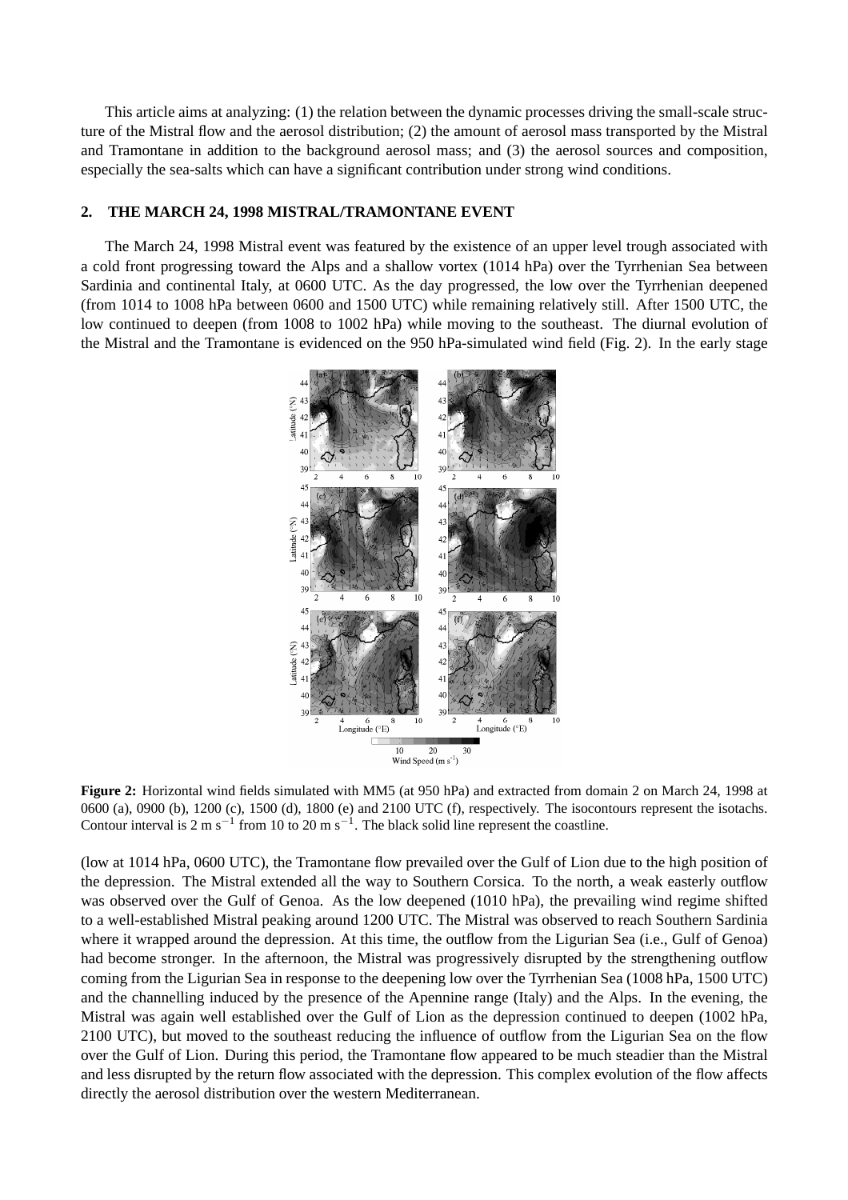This article aims at analyzing: (1) the relation between the dynamic processes driving the small-scale structure of the Mistral flow and the aerosol distribution; (2) the amount of aerosol mass transported by the Mistral and Tramontane in addition to the background aerosol mass; and (3) the aerosol sources and composition, especially the sea-salts which can have a significant contribution under strong wind conditions.

## 2. THE MARCH 24, 1998 MISTRAL/TRAMONTANE EVENT

The March 24, 1998 Mistral event was featured by the existence of an upper level trough associated with a cold front progressing toward the Alps and a shallow vortex (1014 hPa) over the Tyrrhenian Sea between Sardinia and continental Italy, at 0600 UTC. As the day progressed, the low over the Tyrrhenian deepened (from 1014 to 1008 hPa between 0600 and 1500 UTC) while remaining relatively still. After 1500 UTC, the low continued to deepen (from 1008 to 1002 hPa) while moving to the southeast. The diurnal evolution of the Mistral and the Tramontane is evidenced on the 950 hPa-simulated wind field (Fig. 2). In the early stage

**Figure 2:** Horizontal wind fields simulated with MM5 (at 950 hPa) and extracted from domain 2 on March 24, 1998 at 0600 (a), 0900 (b), 1200 (c), 1500 (d), 1800 (e) and 2100 UTC (f), respectively. The isocontours represent the isotachs. Contour interval is 2 m s$^{-1}$ from 10 to 20 m s$^{-1}$. The black solid line represent the coastline.

(low at 1014 hPa, 0600 UTC), the Tramontane flow prevailed over the Gulf of Lion due to the high position of the depression. The Mistral extended all the way to Southern Corsica. To the north, a weak easterly outflow was observed over the Gulf of Genoa. As the low deepened (1010 hPa), the prevailing wind regime shifted to a well-established Mistral peaking around 1200 UTC. The Mistral was observed to reach Southern Sardinia where it wrapped around the depression. At this time, the outflow from the Ligurian Sea (i.e., Gulf of Genoa) had become stronger. In the afternoon, the Mistral was progressively disrupted by the strengthening outflow coming from the Ligurian Sea in response to the deepening low over the Tyrrhenian Sea (1008 hPa, 1500 UTC) and the channelling induced by the presence of the Apennine range (Italy) and the Alps. In the evening, the Mistral was again well established over the Gulf of Lion as the depression continued to deepen (1002 hPa, 2100 UTC), but moved to the southeast reducing the influence of outflow from the Ligurian Sea on the flow over the Gulf of Lion. During this period, the Tramontane flow appeared to be much steadier than the Mistral and less disrupted by the return flow associated with the depression. This complex evolution of the flow affects directly the aerosol distribution over the western Mediterranean.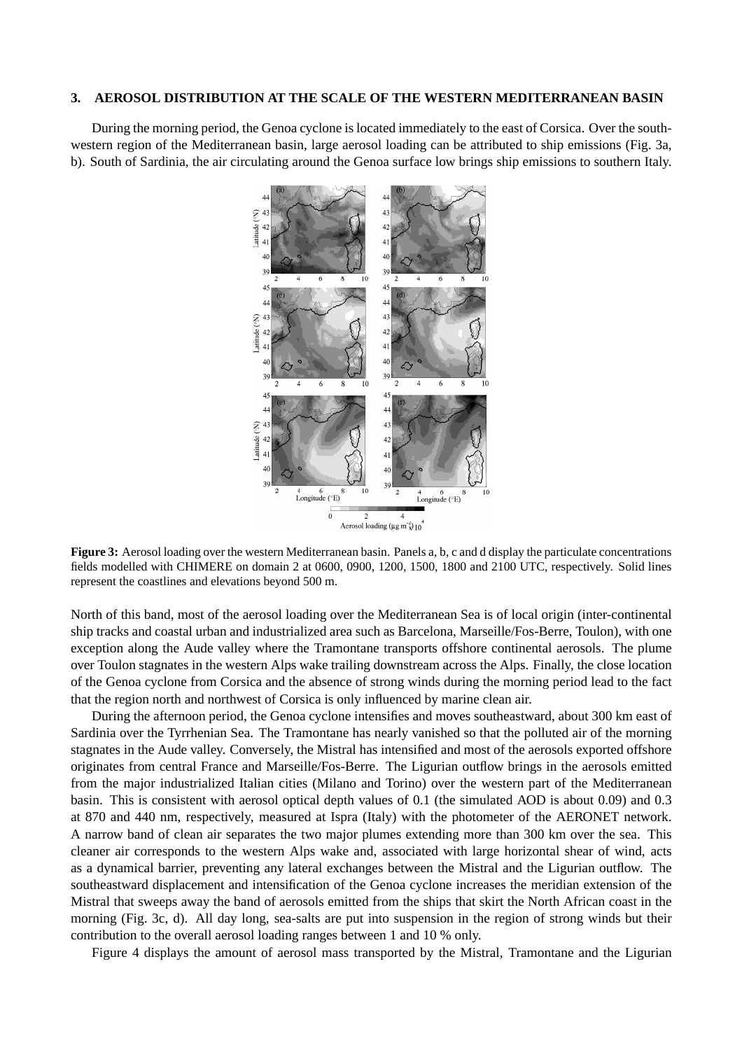## 3. AEROSOL DISTRIBUTION AT THE SCALE OF THE WESTERN MEDITERRANEAN BASIN

During the morning period, the Genoa cyclone is located immediately to the east of Corsica. Over the south-western region of the Mediterranean basin, large aerosol loading can be attributed to ship emissions (Fig. 3a, b). South of Sardinia, the air circulating around the Genoa surface low brings ship emissions to southern Italy.

**Figure 3:** Aerosol loading over the western Mediterranean basin. Panels a, b, c and d display the particulate concentrations fields modelled with CHIMERE on domain 2 at 0600, 0900, 1200, 1500, 1800 and 2100 UTC, respectively. Solid lines represent the coastlines and elevations beyond 500 m.

North of this band, most of the aerosol loading over the Mediterranean Sea is of local origin (inter-continental ship tracks and coastal urban and industrialized area such as Barcelona, Marseille/Fos-Berre, Toulon), with one exception along the Aude valley where the Tramontane transports offshore continental aerosols. The plume over Toulon stagnates in the western Alps wake trailing downstream across the Alps. Finally, the close location of the Genoa cyclone from Corsica and the absence of strong winds during the morning period lead to the fact that the region north and northwest of Corsica is only influenced by marine clean air.

During the afternoon period, the Genoa cyclone intensifies and moves southeastward, about 300 km east of Sardinia over the Tyrrhenian Sea. The Tramontane has nearly vanished so that the polluted air of the morning stagnates in the Aude valley. Conversely, the Mistral has intensified and most of the aerosols exported offshore originates from central France and Marseille/Fos-Berre. The Ligurian outflow brings in the aerosols emitted from the major industrialized Italian cities (Milano and Torino) over the western part of the Mediterranean basin. This is consistent with aerosol optical depth values of 0.1 (the simulated AOD is about 0.09) and 0.3 at 870 and 440 nm, respectively, measured at Ispra (Italy) with the photometer of the AERONET network. A narrow band of clean air separates the two major plumes extending more than 300 km over the sea. This cleaner air corresponds to the western Alps wake and, associated with large horizontal shear of wind, acts as a dynamical barrier, preventing any lateral exchanges between the Mistral and the Ligurian outflow. The southeastward displacement and intensification of the Genoa cyclone increases the meridian extension of the Mistral that sweeps away the band of aerosols emitted from the ships that skirt the North African coast in the morning (Fig. 3c, d). All day long, sea-salts are put into suspension in the region of strong winds but their contribution to the overall aerosol loading ranges between 1 and 10 % only.

Figure 4 displays the amount of aerosol mass transported by the Mistral, Tramontane and the Ligurian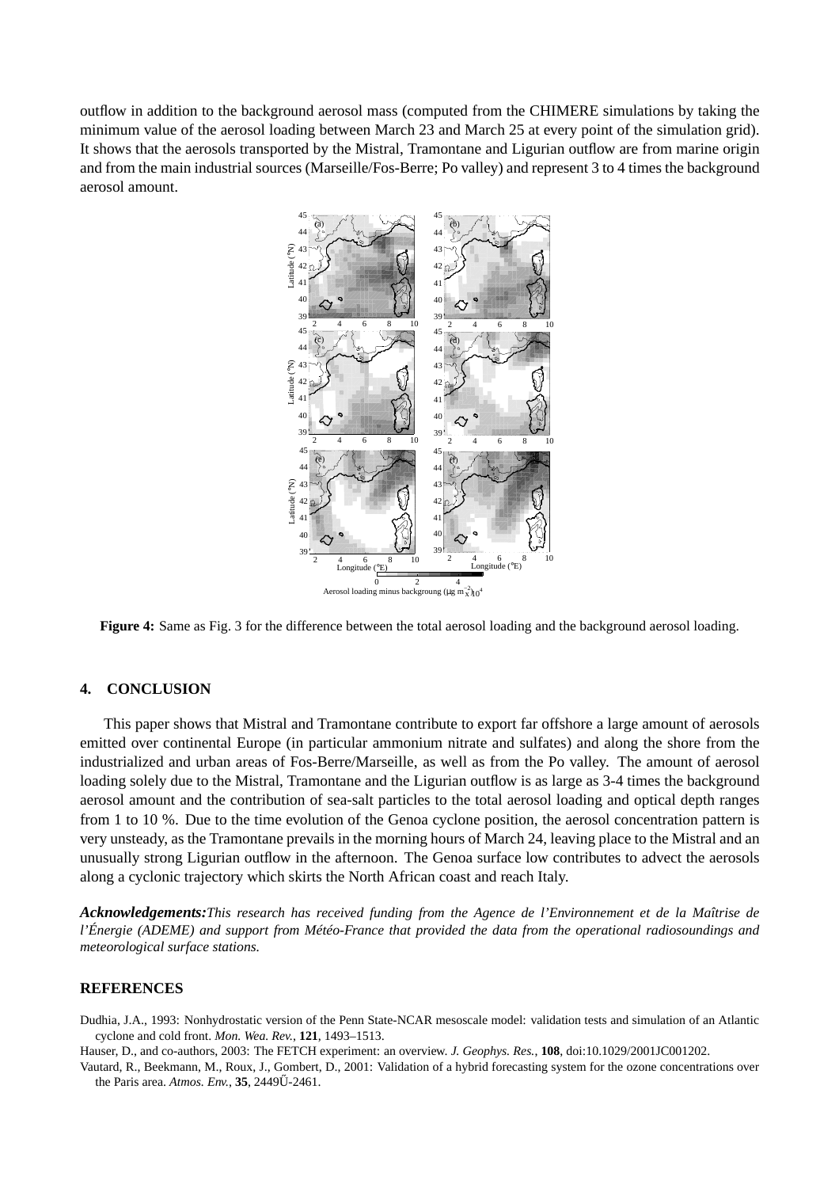outflow in addition to the background aerosol mass (computed from the CHIMERE simulations by taking the minimum value of the aerosol loading between March 23 and March 25 at every point of the simulation grid). It shows that the aerosols transported by the Mistral, Tramontane and Ligurian outflow are from marine origin and from the main industrial sources (Marseille/Fos-Berre; Po valley) and represent 3 to 4 times the background aerosol amount.

(a)
(b)
(c)
(d)
(e)
(f)
Latitude (°N)
45
44
43
42
41
40
39
Longitude (°E)
2
4
6
8
10
0
2
4
Aerosol loading minus backgroung (μg m$^{-2}$) x 10$^4$

**Figure 4:** Same as Fig. 3 for the difference between the total aerosol loading and the background aerosol loading.

## 4. CONCLUSION

This paper shows that Mistral and Tramontane contribute to export far offshore a large amount of aerosols emitted over continental Europe (in particular ammonium nitrate and sulfates) and along the shore from the industrialized and urban areas of Fos-Berre/Marseille, as well as from the Po valley. The amount of aerosol loading solely due to the Mistral, Tramontane and the Ligurian outflow is as large as 3-4 times the background aerosol amount and the contribution of sea-salt particles to the total aerosol loading and optical depth ranges from 1 to 10 %. Due to the time evolution of the Genoa cyclone position, the aerosol concentration pattern is very unsteady, as the Tramontane prevails in the morning hours of March 24, leaving place to the Mistral and an unusually strong Ligurian outflow in the afternoon. The Genoa surface low contributes to advect the aerosols along a cyclonic trajectory which skirts the North African coast and reach Italy.

***Acknowledgements:****This research has received funding from the Agence de l'Environnement et de la Maîtrise de l'Énergie (ADEME) and support from Météo-France that provided the data from the operational radiosoundings and meteorological surface stations.*

## REFERENCES

Dudhia, J.A., 1993: Nonhydrostatic version of the Penn State-NCAR mesoscale model: validation tests and simulation of an Atlantic cyclone and cold front. *Mon. Wea. Rev.*, **121**, 1493–1513.

Hauser, D., and co-authors, 2003: The FETCH experiment: an overview. *J. Geophys. Res.*, **108**, doi:10.1029/2001JC001202.

Vautard, R., Beekmann, M., Roux, J., Gombert, D., 2001: Validation of a hybrid forecasting system for the ozone concentrations over the Paris area. *Atmos. Env.*, **35**, 2449Ű-2461.